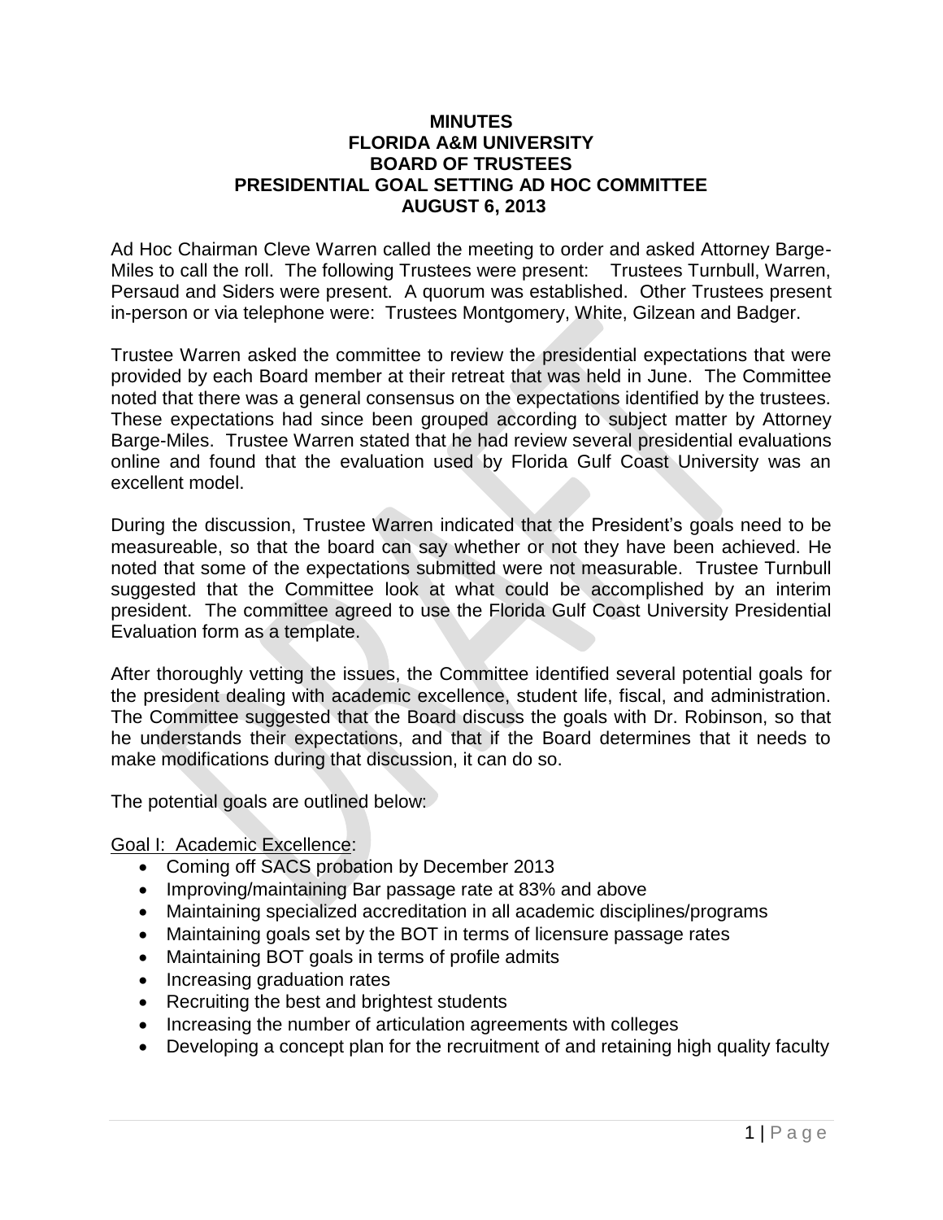# MINUTES
# FLORIDA A&M UNIVERSITY
# BOARD OF TRUSTEES
# PRESIDENTIAL GOAL SETTING AD HOC COMMITTEE
# AUGUST 6, 2013

Ad Hoc Chairman Cleve Warren called the meeting to order and asked Attorney Barge-Miles to call the roll. The following Trustees were present: Trustees Turnbull, Warren, Persaud and Siders were present. A quorum was established. Other Trustees present in-person or via telephone were: Trustees Montgomery, White, Gilzean and Badger.

Trustee Warren asked the committee to review the presidential expectations that were provided by each Board member at their retreat that was held in June. The Committee noted that there was a general consensus on the expectations identified by the trustees. These expectations had since been grouped according to subject matter by Attorney Barge-Miles. Trustee Warren stated that he had review several presidential evaluations online and found that the evaluation used by Florida Gulf Coast University was an excellent model.

During the discussion, Trustee Warren indicated that the President's goals need to be measureable, so that the board can say whether or not they have been achieved. He noted that some of the expectations submitted were not measurable. Trustee Turnbull suggested that the Committee look at what could be accomplished by an interim president. The committee agreed to use the Florida Gulf Coast University Presidential Evaluation form as a template.

After thoroughly vetting the issues, the Committee identified several potential goals for the president dealing with academic excellence, student life, fiscal, and administration. The Committee suggested that the Board discuss the goals with Dr. Robinson, so that he understands their expectations, and that if the Board determines that it needs to make modifications during that discussion, it can do so.

The potential goals are outlined below:

<u>Goal I: Academic Excellence</u>:

- Coming off SACS probation by December 2013
- Improving/maintaining Bar passage rate at 83% and above
- Maintaining specialized accreditation in all academic disciplines/programs
- Maintaining goals set by the BOT in terms of licensure passage rates
- Maintaining BOT goals in terms of profile admits
- Increasing graduation rates
- Recruiting the best and brightest students
- Increasing the number of articulation agreements with colleges
- Developing a concept plan for the recruitment of and retaining high quality faculty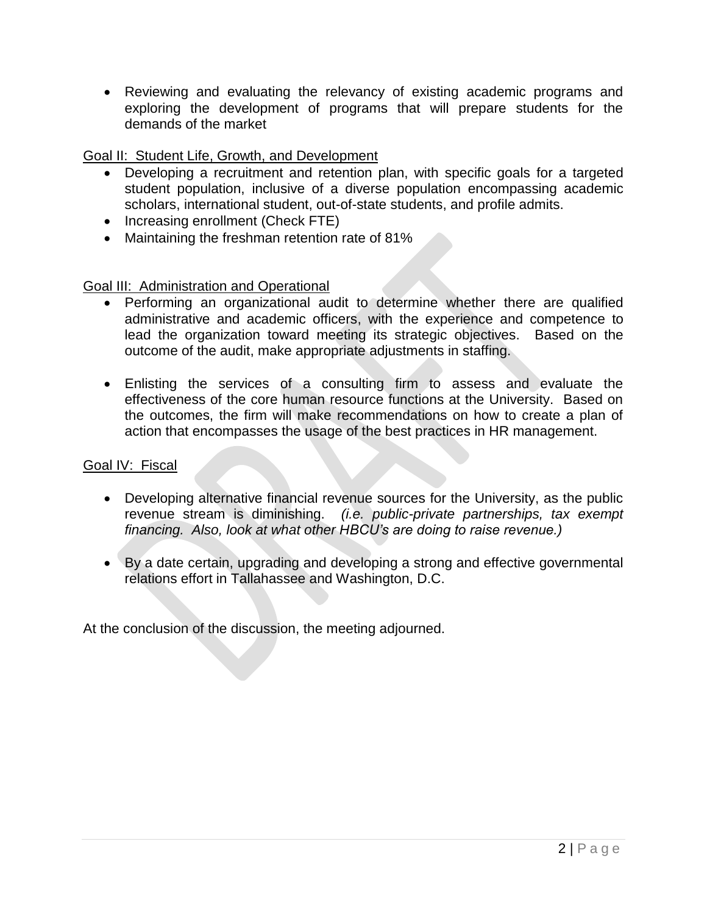- Reviewing and evaluating the relevancy of existing academic programs and exploring the development of programs that will prepare students for the demands of the market

Goal II: Student Life, Growth, and Development

- Developing a recruitment and retention plan, with specific goals for a targeted student population, inclusive of a diverse population encompassing academic scholars, international student, out-of-state students, and profile admits.
- Increasing enrollment (Check FTE)
- Maintaining the freshman retention rate of 81%

Goal III: Administration and Operational

- Performing an organizational audit to determine whether there are qualified administrative and academic officers, with the experience and competence to lead the organization toward meeting its strategic objectives. Based on the outcome of the audit, make appropriate adjustments in staffing.

- Enlisting the services of a consulting firm to assess and evaluate the effectiveness of the core human resource functions at the University. Based on the outcomes, the firm will make recommendations on how to create a plan of action that encompasses the usage of the best practices in HR management.

Goal IV: Fiscal

- Developing alternative financial revenue sources for the University, as the public revenue stream is diminishing. *(i.e. public-private partnerships, tax exempt financing. Also, look at what other HBCU's are doing to raise revenue.)*

- By a date certain, upgrading and developing a strong and effective governmental relations effort in Tallahassee and Washington, D.C.

At the conclusion of the discussion, the meeting adjourned.